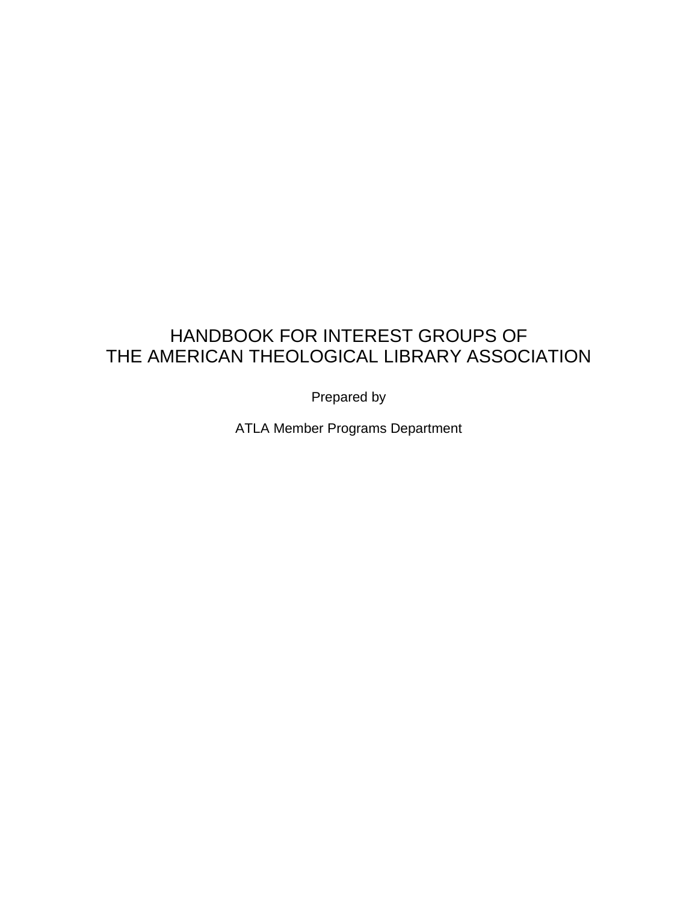# HANDBOOK FOR INTEREST GROUPS OF THE AMERICAN THEOLOGICAL LIBRARY ASSOCIATION

Prepared by

ATLA Member Programs Department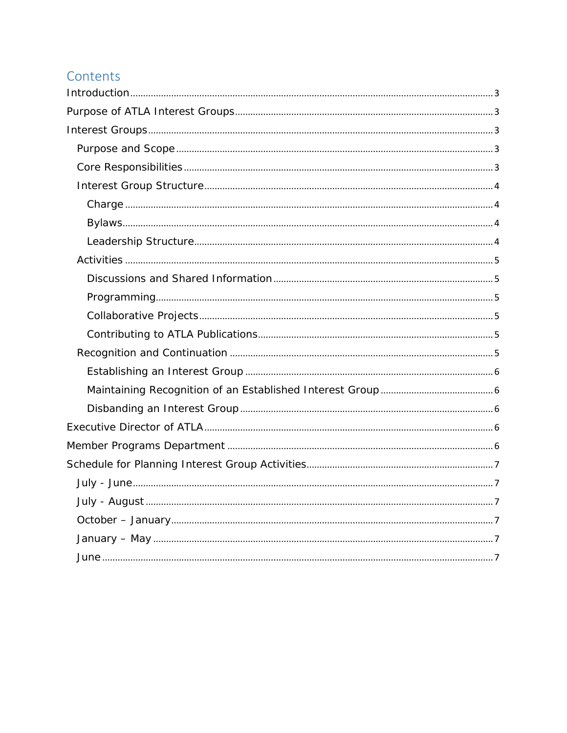# Contents

- Introduction ... 3
- Purpose of ATLA Interest Groups ... 3
- Interest Groups ... 3
  - Purpose and Scope ... 3
  - Core Responsibilities ... 3
  - Interest Group Structure ... 4
    - Charge ... 4
    - Bylaws ... 4
    - Leadership Structure ... 4
  - Activities ... 5
    - Discussions and Shared Information ... 5
    - Programming ... 5
    - Collaborative Projects ... 5
    - Contributing to ATLA Publications ... 5
  - Recognition and Continuation ... 5
    - Establishing an Interest Group ... 6
    - Maintaining Recognition of an Established Interest Group ... 6
    - Disbanding an Interest Group ... 6
- Executive Director of ATLA ... 6
- Member Programs Department ... 6
- Schedule for Planning Interest Group Activities ... 7
  - July - June ... 7
  - July - August ... 7
  - October – January ... 7
  - January – May ... 7
  - June ... 7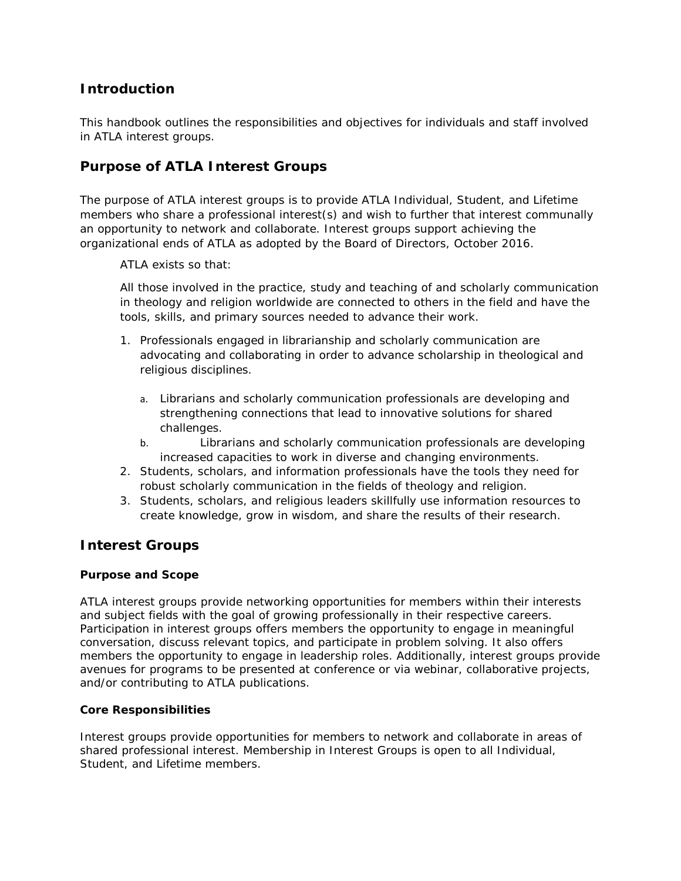## Introduction

This handbook outlines the responsibilities and objectives for individuals and staff involved in ATLA interest groups.

## Purpose of ATLA Interest Groups

The purpose of ATLA interest groups is to provide ATLA Individual, Student, and Lifetime members who share a professional interest(s) and wish to further that interest communally an opportunity to network and collaborate. Interest groups support achieving the organizational ends of ATLA as adopted by the Board of Directors, October 2016.

> ATLA exists so that:
>
> All those involved in the practice, study and teaching of and scholarly communication in theology and religion worldwide are connected to others in the field and have the tools, skills, and primary sources needed to advance their work.

1. Professionals engaged in librarianship and scholarly communication are advocating and collaborating in order to advance scholarship in theological and religious disciplines.
    a. Librarians and scholarly communication professionals are developing and strengthening connections that lead to innovative solutions for shared challenges.
    b. Librarians and scholarly communication professionals are developing increased capacities to work in diverse and changing environments.
2. Students, scholars, and information professionals have the tools they need for robust scholarly communication in the fields of theology and religion.
3. Students, scholars, and religious leaders skillfully use information resources to create knowledge, grow in wisdom, and share the results of their research.

## Interest Groups

### Purpose and Scope

ATLA interest groups provide networking opportunities for members within their interests and subject fields with the goal of growing professionally in their respective careers. Participation in interest groups offers members the opportunity to engage in meaningful conversation, discuss relevant topics, and participate in problem solving. It also offers members the opportunity to engage in leadership roles. Additionally, interest groups provide avenues for programs to be presented at conference or via webinar, collaborative projects, and/or contributing to ATLA publications.

### Core Responsibilities

Interest groups provide opportunities for members to network and collaborate in areas of shared professional interest. Membership in Interest Groups is open to all Individual, Student, and Lifetime members.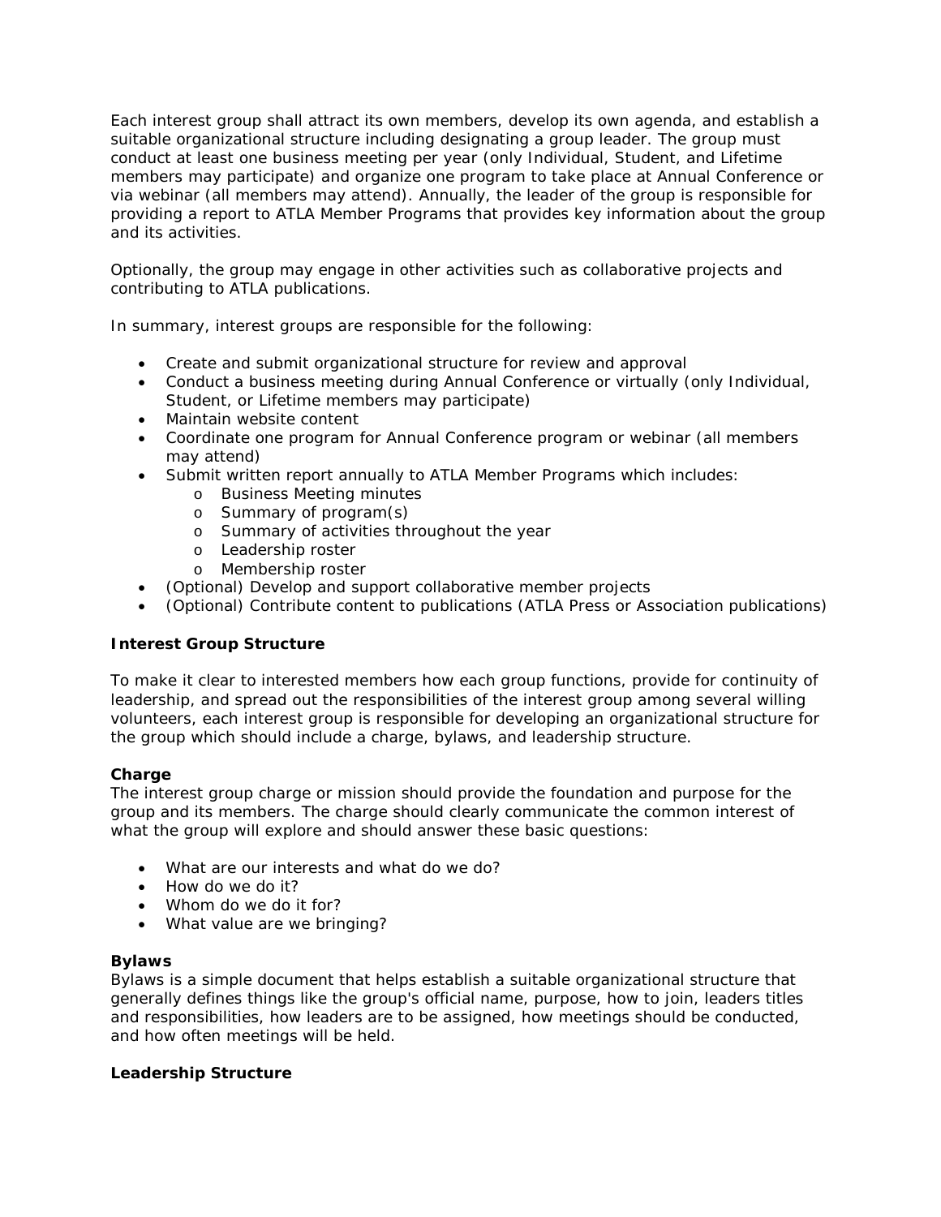Each interest group shall attract its own members, develop its own agenda, and establish a suitable organizational structure including designating a group leader. The group must conduct at least one business meeting per year (only Individual, Student, and Lifetime members may participate) and organize one program to take place at Annual Conference or via webinar (all members may attend). Annually, the leader of the group is responsible for providing a report to ATLA Member Programs that provides key information about the group and its activities.

Optionally, the group may engage in other activities such as collaborative projects and contributing to ATLA publications.

In summary, interest groups are responsible for the following:

- Create and submit organizational structure for review and approval
- Conduct a business meeting during Annual Conference or virtually (only Individual, Student, or Lifetime members may participate)
- Maintain website content
- Coordinate one program for Annual Conference program or webinar (all members may attend)
- Submit written report annually to ATLA Member Programs which includes:
    - Business Meeting minutes
    - Summary of program(s)
    - Summary of activities throughout the year
    - Leadership roster
    - Membership roster
- (Optional) Develop and support collaborative member projects
- (Optional) Contribute content to publications (ATLA Press or Association publications)

**Interest Group Structure**

To make it clear to interested members how each group functions, provide for continuity of leadership, and spread out the responsibilities of the interest group among several willing volunteers, each interest group is responsible for developing an organizational structure for the group which should include a charge, bylaws, and leadership structure.

**Charge**

The interest group charge or mission should provide the foundation and purpose for the group and its members. The charge should clearly communicate the common interest of what the group will explore and should answer these basic questions:

- What are our interests and what do we do?
- How do we do it?
- Whom do we do it for?
- What value are we bringing?

**Bylaws**

Bylaws is a simple document that helps establish a suitable organizational structure that generally defines things like the group's official name, purpose, how to join, leaders titles and responsibilities, how leaders are to be assigned, how meetings should be conducted, and how often meetings will be held.

**Leadership Structure**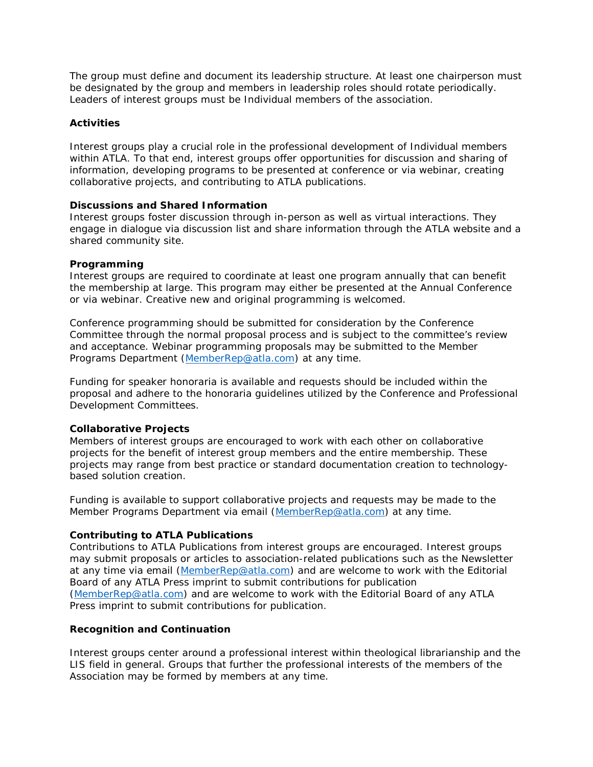The group must define and document its leadership structure. At least one chairperson must be designated by the group and members in leadership roles should rotate periodically. Leaders of interest groups must be Individual members of the association.

## Activities

Interest groups play a crucial role in the professional development of Individual members within ATLA. To that end, interest groups offer opportunities for discussion and sharing of information, developing programs to be presented at conference or via webinar, creating collaborative projects, and contributing to ATLA publications.

### Discussions and Shared Information

Interest groups foster discussion through in-person as well as virtual interactions. They engage in dialogue via discussion list and share information through the ATLA website and a shared community site.

### Programming

Interest groups are required to coordinate at least one program annually that can benefit the membership at large. This program may either be presented at the Annual Conference or via webinar. Creative new and original programming is welcomed.

Conference programming should be submitted for consideration by the Conference Committee through the normal proposal process and is subject to the committee's review and acceptance. Webinar programming proposals may be submitted to the Member Programs Department (MemberRep@atla.com) at any time.

Funding for speaker honoraria is available and requests should be included within the proposal and adhere to the honoraria guidelines utilized by the Conference and Professional Development Committees.

### Collaborative Projects

Members of interest groups are encouraged to work with each other on collaborative projects for the benefit of interest group members and the entire membership. These projects may range from best practice or standard documentation creation to technology-based solution creation.

Funding is available to support collaborative projects and requests may be made to the Member Programs Department via email (MemberRep@atla.com) at any time.

### Contributing to ATLA Publications

Contributions to ATLA Publications from interest groups are encouraged. Interest groups may submit proposals or articles to association-related publications such as the Newsletter at any time via email (MemberRep@atla.com) and are welcome to work with the Editorial Board of any ATLA Press imprint to submit contributions for publication (MemberRep@atla.com) and are welcome to work with the Editorial Board of any ATLA Press imprint to submit contributions for publication.

## Recognition and Continuation

Interest groups center around a professional interest within theological librarianship and the LIS field in general. Groups that further the professional interests of the members of the Association may be formed by members at any time.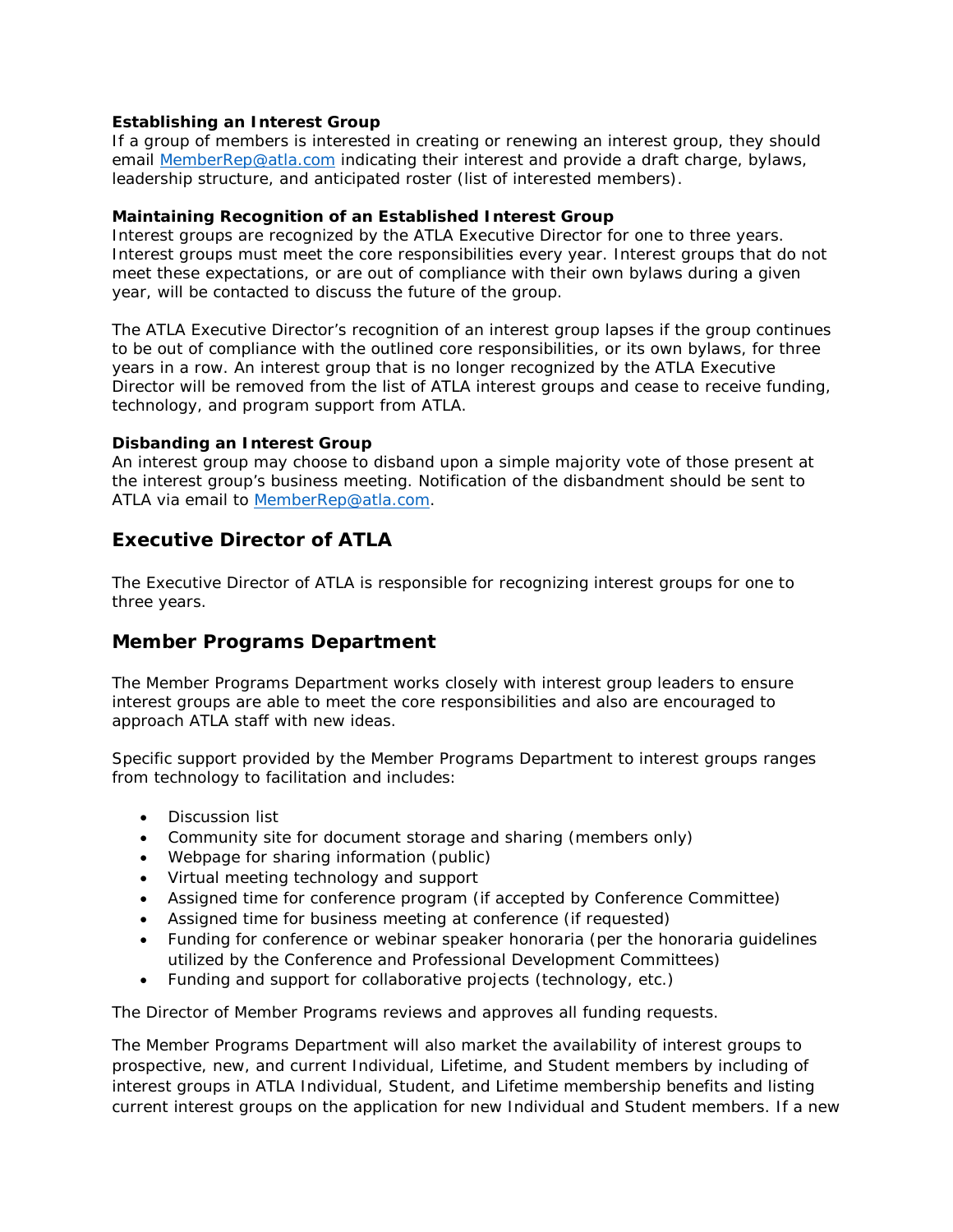**Establishing an Interest Group**
If a group of members is interested in creating or renewing an interest group, they should email [MemberRep@atla.com](mailto:MemberRep@atla.com) indicating their interest and provide a draft charge, bylaws, leadership structure, and anticipated roster (list of interested members).

**Maintaining Recognition of an Established Interest Group**
Interest groups are recognized by the ATLA Executive Director for one to three years. Interest groups must meet the core responsibilities every year. Interest groups that do not meet these expectations, or are out of compliance with their own bylaws during a given year, will be contacted to discuss the future of the group.

The ATLA Executive Director's recognition of an interest group lapses if the group continues to be out of compliance with the outlined core responsibilities, or its own bylaws, for three years in a row. An interest group that is no longer recognized by the ATLA Executive Director will be removed from the list of ATLA interest groups and cease to receive funding, technology, and program support from ATLA.

**Disbanding an Interest Group**
An interest group may choose to disband upon a simple majority vote of those present at the interest group's business meeting. Notification of the disbandment should be sent to ATLA via email to [MemberRep@atla.com](mailto:MemberRep@atla.com).

## Executive Director of ATLA

The Executive Director of ATLA is responsible for recognizing interest groups for one to three years.

## Member Programs Department

The Member Programs Department works closely with interest group leaders to ensure interest groups are able to meet the core responsibilities and also are encouraged to approach ATLA staff with new ideas.

Specific support provided by the Member Programs Department to interest groups ranges from technology to facilitation and includes:

- Discussion list
- Community site for document storage and sharing (members only)
- Webpage for sharing information (public)
- Virtual meeting technology and support
- Assigned time for conference program (if accepted by Conference Committee)
- Assigned time for business meeting at conference (if requested)
- Funding for conference or webinar speaker honoraria (per the honoraria guidelines utilized by the Conference and Professional Development Committees)
- Funding and support for collaborative projects (technology, etc.)

The Director of Member Programs reviews and approves all funding requests.

The Member Programs Department will also market the availability of interest groups to prospective, new, and current Individual, Lifetime, and Student members by including of interest groups in ATLA Individual, Student, and Lifetime membership benefits and listing current interest groups on the application for new Individual and Student members. If a new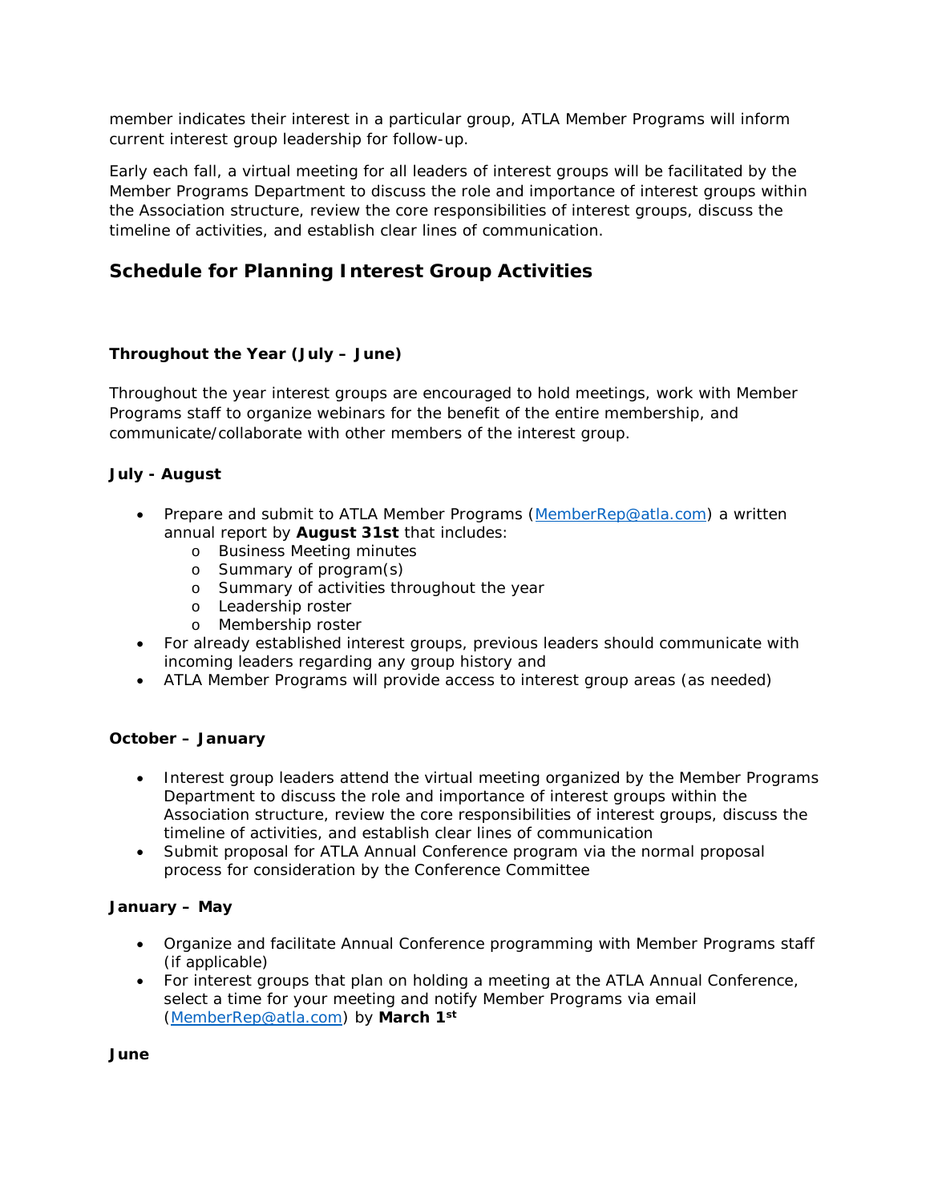member indicates their interest in a particular group, ATLA Member Programs will inform current interest group leadership for follow-up.

Early each fall, a virtual meeting for all leaders of interest groups will be facilitated by the Member Programs Department to discuss the role and importance of interest groups within the Association structure, review the core responsibilities of interest groups, discuss the timeline of activities, and establish clear lines of communication.

## Schedule for Planning Interest Group Activities

**Throughout the Year (July – June)**

Throughout the year interest groups are encouraged to hold meetings, work with Member Programs staff to organize webinars for the benefit of the entire membership, and communicate/collaborate with other members of the interest group.

**July - August**

- Prepare and submit to ATLA Member Programs (MemberRep@atla.com) a written annual report by **August 31st** that includes:
  - Business Meeting minutes
  - Summary of program(s)
  - Summary of activities throughout the year
  - Leadership roster
  - Membership roster
- For already established interest groups, previous leaders should communicate with incoming leaders regarding any group history and
- ATLA Member Programs will provide access to interest group areas (as needed)

**October – January**

- Interest group leaders attend the virtual meeting organized by the Member Programs Department to discuss the role and importance of interest groups within the Association structure, review the core responsibilities of interest groups, discuss the timeline of activities, and establish clear lines of communication
- Submit proposal for ATLA Annual Conference program via the normal proposal process for consideration by the Conference Committee

**January – May**

- Organize and facilitate Annual Conference programming with Member Programs staff (if applicable)
- For interest groups that plan on holding a meeting at the ATLA Annual Conference, select a time for your meeting and notify Member Programs via email (MemberRep@atla.com) by **March 1st**

**June**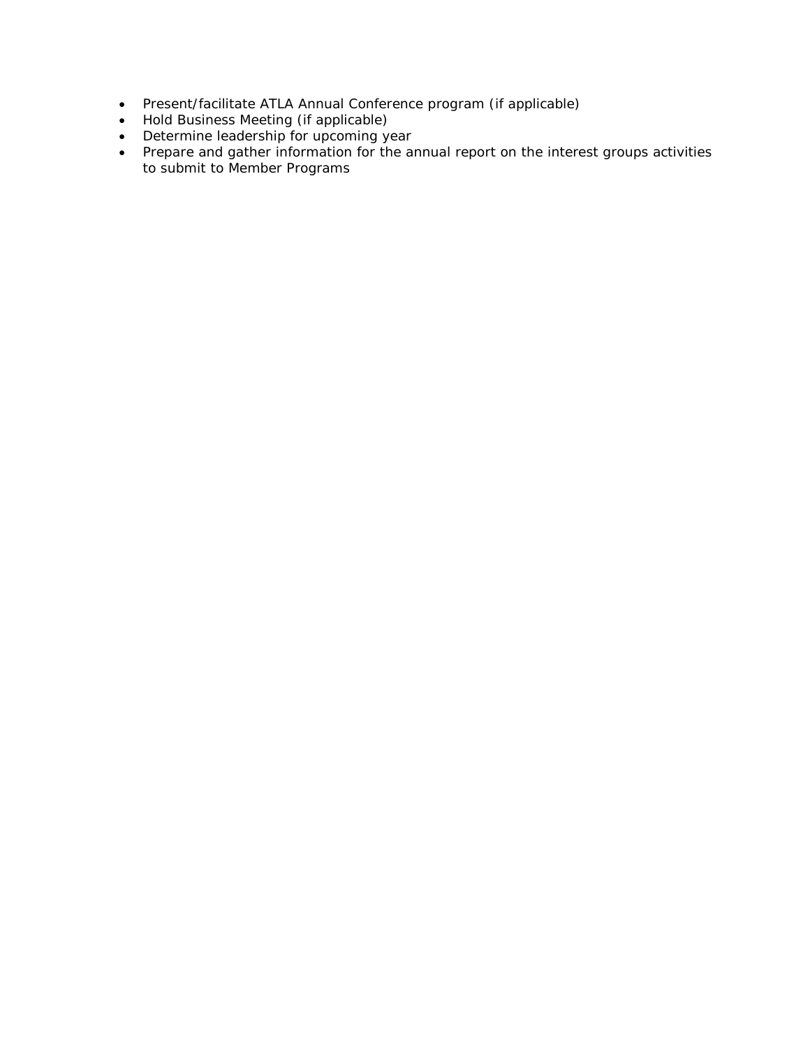- Present/facilitate ATLA Annual Conference program (if applicable)
- Hold Business Meeting (if applicable)
- Determine leadership for upcoming year
- Prepare and gather information for the annual report on the interest groups activities to submit to Member Programs